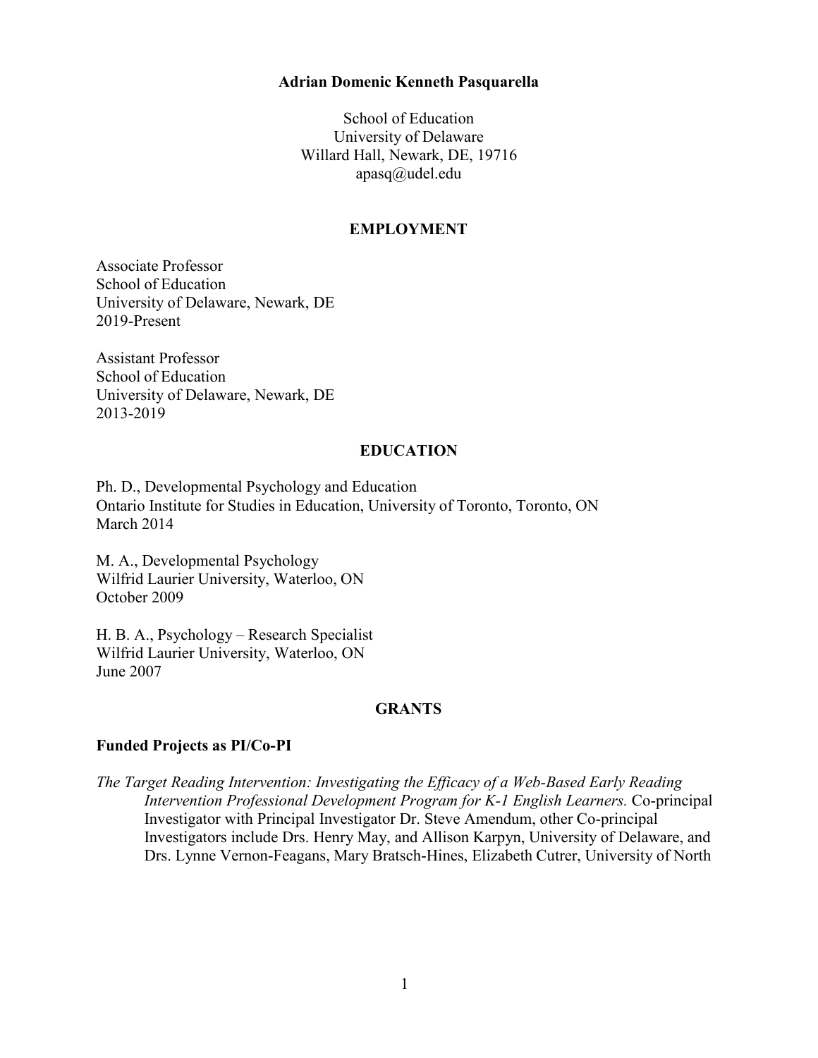**Adrian Domenic Kenneth Pasquarella**

School of Education
University of Delaware
Willard Hall, Newark, DE, 19716
apasq@udel.edu

## EMPLOYMENT

Associate Professor
School of Education
University of Delaware, Newark, DE
2019-Present

Assistant Professor
School of Education
University of Delaware, Newark, DE
2013-2019

## EDUCATION

Ph. D., Developmental Psychology and Education
Ontario Institute for Studies in Education, University of Toronto, Toronto, ON
March 2014

M. A., Developmental Psychology
Wilfrid Laurier University, Waterloo, ON
October 2009

H. B. A., Psychology – Research Specialist
Wilfrid Laurier University, Waterloo, ON
June 2007

## GRANTS

### Funded Projects as PI/Co-PI

*The Target Reading Intervention: Investigating the Efficacy of a Web-Based Early Reading Intervention Professional Development Program for K-1 English Learners.* Co-principal Investigator with Principal Investigator Dr. Steve Amendum, other Co-principal Investigators include Drs. Henry May, and Allison Karpyn, University of Delaware, and Drs. Lynne Vernon-Feagans, Mary Bratsch-Hines, Elizabeth Cutrer, University of North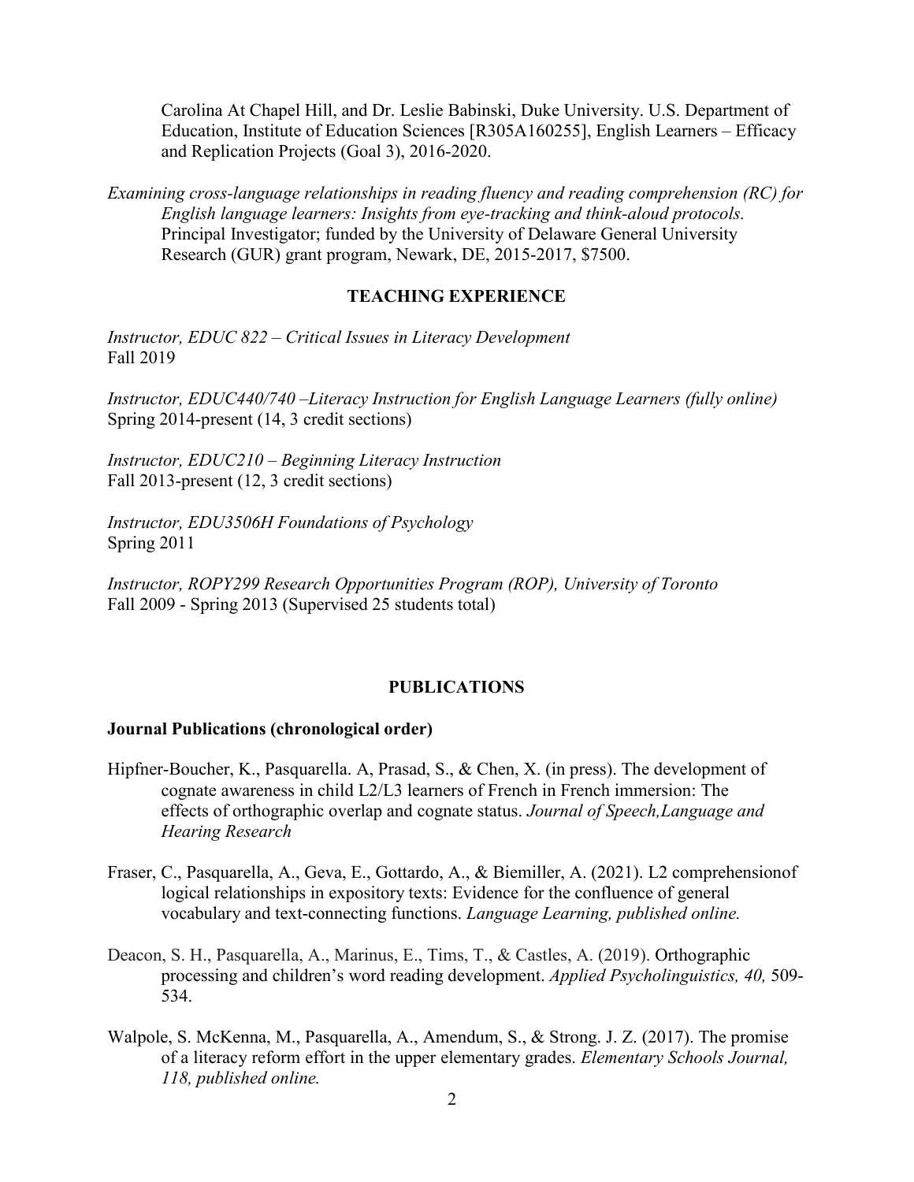Carolina At Chapel Hill, and Dr. Leslie Babinski, Duke University. U.S. Department of Education, Institute of Education Sciences [R305A160255], English Learners – Efficacy and Replication Projects (Goal 3), 2016-2020.

*Examining cross-language relationships in reading fluency and reading comprehension (RC) for English language learners: Insights from eye-tracking and think-aloud protocols.* Principal Investigator; funded by the University of Delaware General University Research (GUR) grant program, Newark, DE, 2015-2017, $7500.

## TEACHING EXPERIENCE

*Instructor, EDUC 822 – Critical Issues in Literacy Development*
Fall 2019

*Instructor, EDUC440/740 –Literacy Instruction for English Language Learners (fully online)*
Spring 2014-present (14, 3 credit sections)

*Instructor, EDUC210 – Beginning Literacy Instruction*
Fall 2013-present (12, 3 credit sections)

*Instructor, EDU3506H Foundations of Psychology*
Spring 2011

*Instructor, ROPY299 Research Opportunities Program (ROP), University of Toronto*
Fall 2009 - Spring 2013 (Supervised 25 students total)

## PUBLICATIONS

### Journal Publications (chronological order)

Hipfner-Boucher, K., Pasquarella. A, Prasad, S., & Chen, X. (in press). The development of cognate awareness in child L2/L3 learners of French in French immersion: The effects of orthographic overlap and cognate status. *Journal of Speech,Language and Hearing Research*

Fraser, C., Pasquarella, A., Geva, E., Gottardo, A., & Biemiller, A. (2021). L2 comprehensionof logical relationships in expository texts: Evidence for the confluence of general vocabulary and text-connecting functions. *Language Learning, published online.*

Deacon, S. H., Pasquarella, A., Marinus, E., Tims, T., & Castles, A. (2019). Orthographic processing and children's word reading development. *Applied Psycholinguistics, 40,* 509-534.

Walpole, S. McKenna, M., Pasquarella, A., Amendum, S., & Strong. J. Z. (2017). The promise of a literacy reform effort in the upper elementary grades. *Elementary Schools Journal, 118, published online.*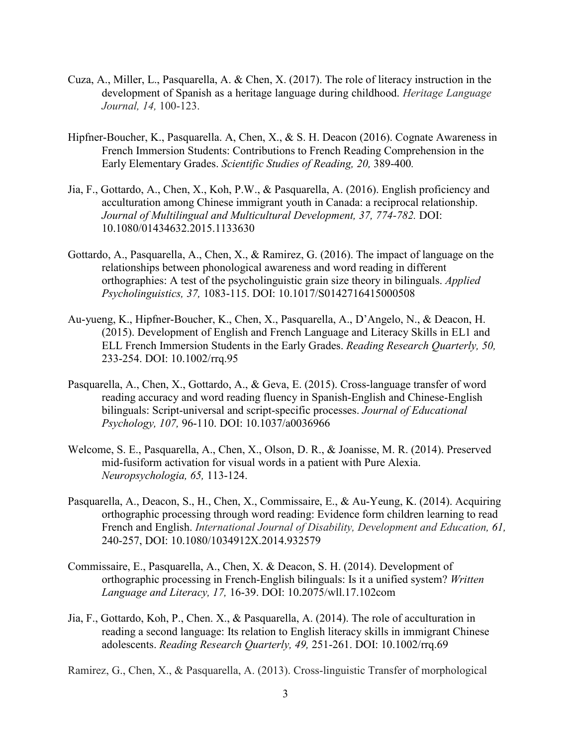Cuza, A., Miller, L., Pasquarella, A. & Chen, X. (2017). The role of literacy instruction in the development of Spanish as a heritage language during childhood. *Heritage Language Journal, 14,* 100-123.

Hipfner-Boucher, K., Pasquarella. A, Chen, X., & S. H. Deacon (2016). Cognate Awareness in French Immersion Students: Contributions to French Reading Comprehension in the Early Elementary Grades. *Scientific Studies of Reading, 20,* 389-400*.*

Jia, F., Gottardo, A., Chen, X., Koh, P.W., & Pasquarella, A. (2016). English proficiency and acculturation among Chinese immigrant youth in Canada: a reciprocal relationship. *Journal of Multilingual and Multicultural Development, 37, 774-782.* DOI: 10.1080/01434632.2015.1133630

Gottardo, A., Pasquarella, A., Chen, X., & Ramirez, G. (2016). The impact of language on the relationships between phonological awareness and word reading in different orthographies: A test of the psycholinguistic grain size theory in bilinguals. *Applied Psycholinguistics, 37,* 1083-115. DOI: 10.1017/S0142716415000508

Au-yueng, K., Hipfner-Boucher, K., Chen, X., Pasquarella, A., D'Angelo, N., & Deacon, H. (2015). Development of English and French Language and Literacy Skills in EL1 and ELL French Immersion Students in the Early Grades. *Reading Research Quarterly, 50,* 233-254. DOI: 10.1002/rrq.95

Pasquarella, A., Chen, X., Gottardo, A., & Geva, E. (2015). Cross-language transfer of word reading accuracy and word reading fluency in Spanish-English and Chinese-English bilinguals: Script-universal and script-specific processes. *Journal of Educational Psychology, 107,* 96-110. DOI: 10.1037/a0036966

Welcome, S. E., Pasquarella, A., Chen, X., Olson, D. R., & Joanisse, M. R. (2014). Preserved mid-fusiform activation for visual words in a patient with Pure Alexia. *Neuropsychologia, 65,* 113-124.

Pasquarella, A., Deacon, S., H., Chen, X., Commissaire, E., & Au-Yeung, K. (2014). Acquiring orthographic processing through word reading: Evidence form children learning to read French and English. *International Journal of Disability, Development and Education, 61,* 240-257, DOI: 10.1080/1034912X.2014.932579

Commissaire, E., Pasquarella, A., Chen, X. & Deacon, S. H. (2014). Development of orthographic processing in French-English bilinguals: Is it a unified system? *Written Language and Literacy, 17,* 16-39. DOI: 10.2075/wll.17.102com

Jia, F., Gottardo, Koh, P., Chen. X., & Pasquarella, A. (2014). The role of acculturation in reading a second language: Its relation to English literacy skills in immigrant Chinese adolescents. *Reading Research Quarterly, 49,* 251-261. DOI: 10.1002/rrq.69

Ramirez, G., Chen, X., & Pasquarella, A. (2013). Cross-linguistic Transfer of morphological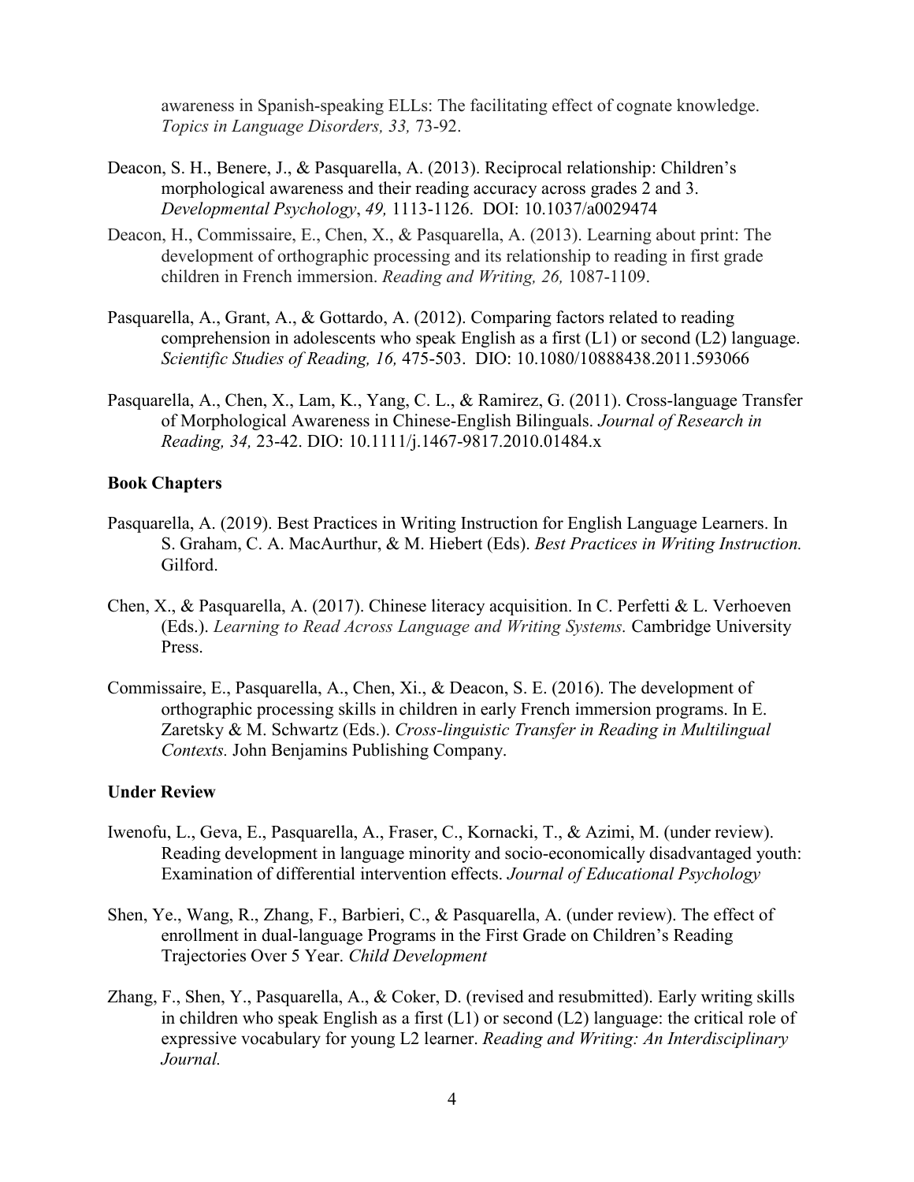awareness in Spanish-speaking ELLs: The facilitating effect of cognate knowledge. *Topics in Language Disorders, 33,* 73-92.

Deacon, S. H., Benere, J., & Pasquarella, A. (2013). Reciprocal relationship: Children's morphological awareness and their reading accuracy across grades 2 and 3. *Developmental Psychology*, *49,* 1113-1126. DOI: 10.1037/a0029474

Deacon, H., Commissaire, E., Chen, X., & Pasquarella, A. (2013). Learning about print: The development of orthographic processing and its relationship to reading in first grade children in French immersion. *Reading and Writing, 26,* 1087-1109.

Pasquarella, A., Grant, A., & Gottardo, A. (2012). Comparing factors related to reading comprehension in adolescents who speak English as a first (L1) or second (L2) language. *Scientific Studies of Reading, 16,* 475-503. DIO: 10.1080/10888438.2011.593066

Pasquarella, A., Chen, X., Lam, K., Yang, C. L., & Ramirez, G. (2011). Cross-language Transfer of Morphological Awareness in Chinese-English Bilinguals. *Journal of Research in Reading, 34,* 23-42. DIO: 10.1111/j.1467-9817.2010.01484.x

**Book Chapters**

Pasquarella, A. (2019). Best Practices in Writing Instruction for English Language Learners. In S. Graham, C. A. MacAurthur, & M. Hiebert (Eds). *Best Practices in Writing Instruction.* Gilford.

Chen, X., & Pasquarella, A. (2017). Chinese literacy acquisition. In C. Perfetti & L. Verhoeven (Eds.). *Learning to Read Across Language and Writing Systems.* Cambridge University Press.

Commissaire, E., Pasquarella, A., Chen, Xi., & Deacon, S. E. (2016). The development of orthographic processing skills in children in early French immersion programs. In E. Zaretsky & M. Schwartz (Eds.). *Cross-linguistic Transfer in Reading in Multilingual Contexts.* John Benjamins Publishing Company.

**Under Review**

Iwenofu, L., Geva, E., Pasquarella, A., Fraser, C., Kornacki, T., & Azimi, M. (under review). Reading development in language minority and socio-economically disadvantaged youth: Examination of differential intervention effects. *Journal of Educational Psychology*

Shen, Ye., Wang, R., Zhang, F., Barbieri, C., & Pasquarella, A. (under review). The effect of enrollment in dual-language Programs in the First Grade on Children's Reading Trajectories Over 5 Year. *Child Development*

Zhang, F., Shen, Y., Pasquarella, A., & Coker, D. (revised and resubmitted). Early writing skills in children who speak English as a first (L1) or second (L2) language: the critical role of expressive vocabulary for young L2 learner. *Reading and Writing: An Interdisciplinary Journal.*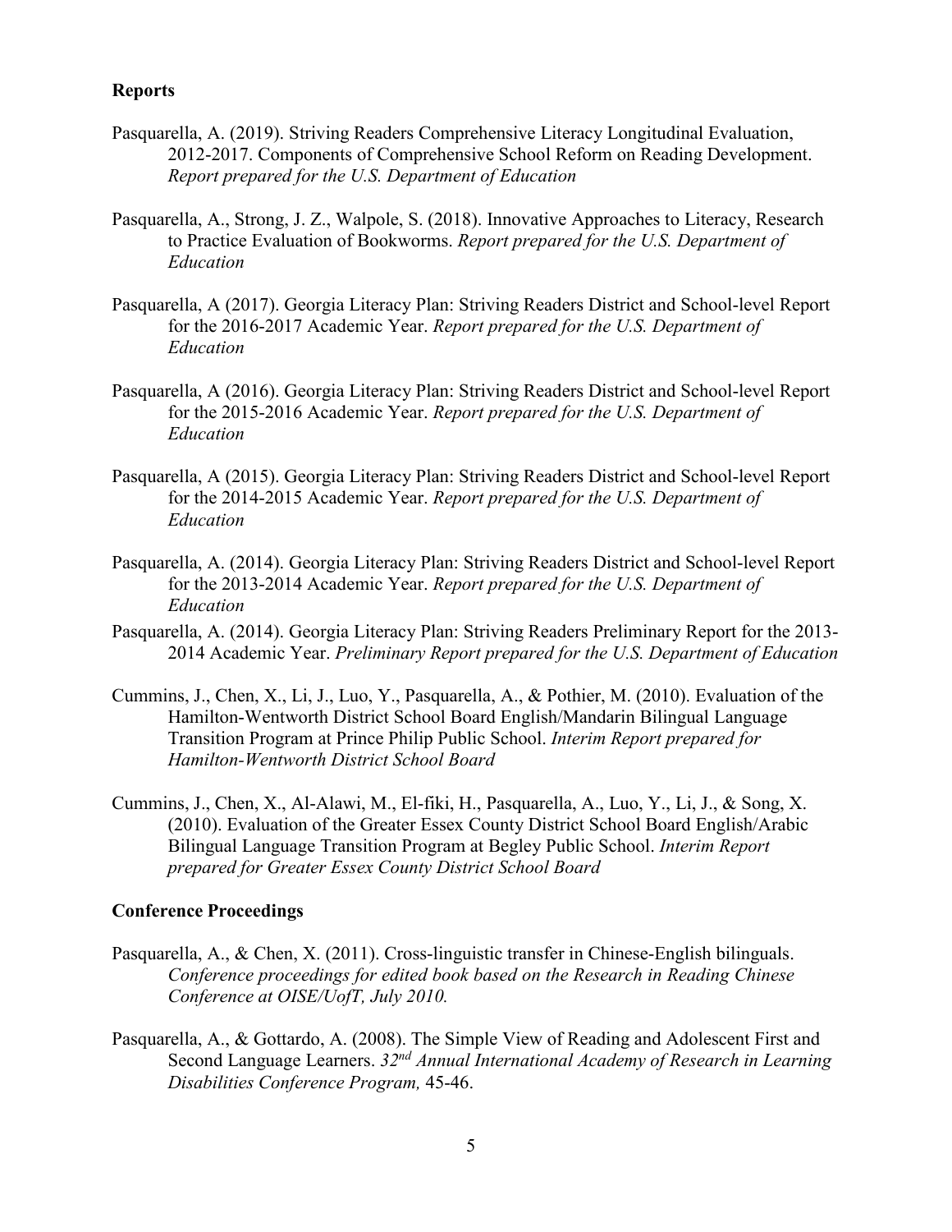**Reports**

Pasquarella, A. (2019). Striving Readers Comprehensive Literacy Longitudinal Evaluation, 2012-2017. Components of Comprehensive School Reform on Reading Development. *Report prepared for the U.S. Department of Education*

Pasquarella, A., Strong, J. Z., Walpole, S. (2018). Innovative Approaches to Literacy, Research to Practice Evaluation of Bookworms. *Report prepared for the U.S. Department of Education*

Pasquarella, A (2017). Georgia Literacy Plan: Striving Readers District and School-level Report for the 2016-2017 Academic Year. *Report prepared for the U.S. Department of Education*

Pasquarella, A (2016). Georgia Literacy Plan: Striving Readers District and School-level Report for the 2015-2016 Academic Year. *Report prepared for the U.S. Department of Education*

Pasquarella, A (2015). Georgia Literacy Plan: Striving Readers District and School-level Report for the 2014-2015 Academic Year. *Report prepared for the U.S. Department of Education*

Pasquarella, A. (2014). Georgia Literacy Plan: Striving Readers District and School-level Report for the 2013-2014 Academic Year. *Report prepared for the U.S. Department of Education*

Pasquarella, A. (2014). Georgia Literacy Plan: Striving Readers Preliminary Report for the 2013-2014 Academic Year. *Preliminary Report prepared for the U.S. Department of Education*

Cummins, J., Chen, X., Li, J., Luo, Y., Pasquarella, A., & Pothier, M. (2010). Evaluation of the Hamilton-Wentworth District School Board English/Mandarin Bilingual Language Transition Program at Prince Philip Public School. *Interim Report prepared for Hamilton-Wentworth District School Board*

Cummins, J., Chen, X., Al-Alawi, M., El-fiki, H., Pasquarella, A., Luo, Y., Li, J., & Song, X. (2010). Evaluation of the Greater Essex County District School Board English/Arabic Bilingual Language Transition Program at Begley Public School. *Interim Report prepared for Greater Essex County District School Board*

**Conference Proceedings**

Pasquarella, A., & Chen, X. (2011). Cross-linguistic transfer in Chinese-English bilinguals. *Conference proceedings for edited book based on the Research in Reading Chinese Conference at OISE/UofT, July 2010.*

Pasquarella, A., & Gottardo, A. (2008). The Simple View of Reading and Adolescent First and Second Language Learners. *32nd Annual International Academy of Research in Learning Disabilities Conference Program,* 45-46.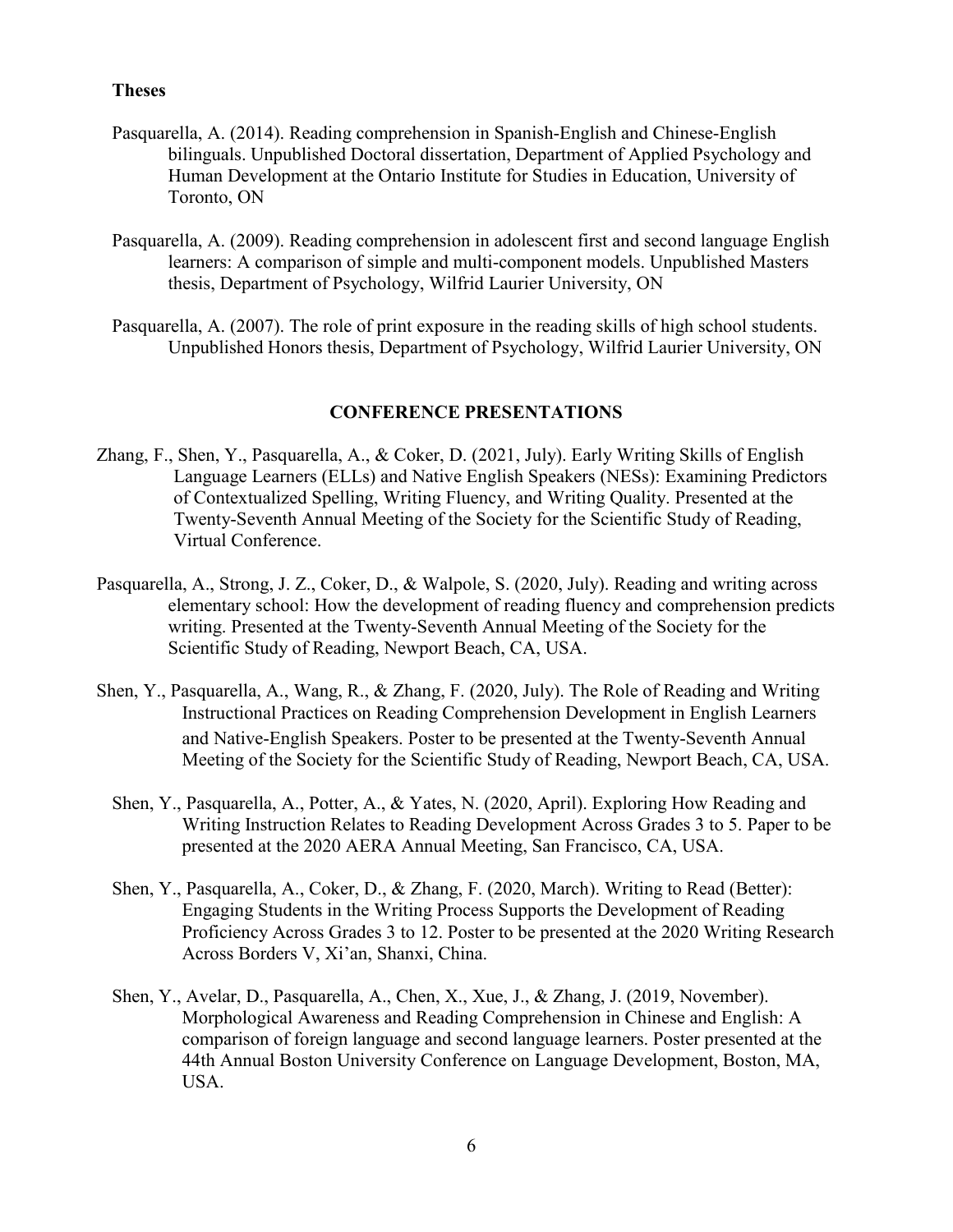### Theses

Pasquarella, A. (2014). Reading comprehension in Spanish-English and Chinese-English bilinguals. Unpublished Doctoral dissertation, Department of Applied Psychology and Human Development at the Ontario Institute for Studies in Education, University of Toronto, ON

Pasquarella, A. (2009). Reading comprehension in adolescent first and second language English learners: A comparison of simple and multi-component models. Unpublished Masters thesis, Department of Psychology, Wilfrid Laurier University, ON

Pasquarella, A. (2007). The role of print exposure in the reading skills of high school students. Unpublished Honors thesis, Department of Psychology, Wilfrid Laurier University, ON

## CONFERENCE PRESENTATIONS

Zhang, F., Shen, Y., Pasquarella, A., & Coker, D. (2021, July). Early Writing Skills of English Language Learners (ELLs) and Native English Speakers (NESs): Examining Predictors of Contextualized Spelling, Writing Fluency, and Writing Quality. Presented at the Twenty-Seventh Annual Meeting of the Society for the Scientific Study of Reading, Virtual Conference.

Pasquarella, A., Strong, J. Z., Coker, D., & Walpole, S. (2020, July). Reading and writing across elementary school: How the development of reading fluency and comprehension predicts writing. Presented at the Twenty-Seventh Annual Meeting of the Society for the Scientific Study of Reading, Newport Beach, CA, USA.

Shen, Y., Pasquarella, A., Wang, R., & Zhang, F. (2020, July). The Role of Reading and Writing Instructional Practices on Reading Comprehension Development in English Learners and Native-English Speakers. Poster to be presented at the Twenty-Seventh Annual Meeting of the Society for the Scientific Study of Reading, Newport Beach, CA, USA.

Shen, Y., Pasquarella, A., Potter, A., & Yates, N. (2020, April). Exploring How Reading and Writing Instruction Relates to Reading Development Across Grades 3 to 5. Paper to be presented at the 2020 AERA Annual Meeting, San Francisco, CA, USA.

Shen, Y., Pasquarella, A., Coker, D., & Zhang, F. (2020, March). Writing to Read (Better): Engaging Students in the Writing Process Supports the Development of Reading Proficiency Across Grades 3 to 12. Poster to be presented at the 2020 Writing Research Across Borders V, Xi'an, Shanxi, China.

Shen, Y., Avelar, D., Pasquarella, A., Chen, X., Xue, J., & Zhang, J. (2019, November). Morphological Awareness and Reading Comprehension in Chinese and English: A comparison of foreign language and second language learners. Poster presented at the 44th Annual Boston University Conference on Language Development, Boston, MA, USA.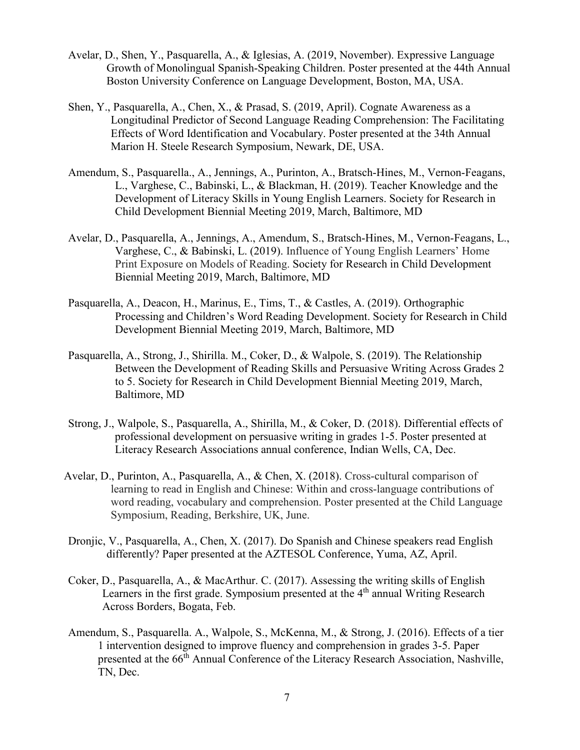Avelar, D., Shen, Y., Pasquarella, A., & Iglesias, A. (2019, November). Expressive Language Growth of Monolingual Spanish-Speaking Children. Poster presented at the 44th Annual Boston University Conference on Language Development, Boston, MA, USA.

Shen, Y., Pasquarella, A., Chen, X., & Prasad, S. (2019, April). Cognate Awareness as a Longitudinal Predictor of Second Language Reading Comprehension: The Facilitating Effects of Word Identification and Vocabulary. Poster presented at the 34th Annual Marion H. Steele Research Symposium, Newark, DE, USA.

Amendum, S., Pasquarella., A., Jennings, A., Purinton, A., Bratsch-Hines, M., Vernon-Feagans, L., Varghese, C., Babinski, L., & Blackman, H. (2019). Teacher Knowledge and the Development of Literacy Skills in Young English Learners. Society for Research in Child Development Biennial Meeting 2019, March, Baltimore, MD

Avelar, D., Pasquarella, A., Jennings, A., Amendum, S., Bratsch-Hines, M., Vernon-Feagans, L., Varghese, C., & Babinski, L. (2019). Influence of Young English Learners' Home Print Exposure on Models of Reading. Society for Research in Child Development Biennial Meeting 2019, March, Baltimore, MD

Pasquarella, A., Deacon, H., Marinus, E., Tims, T., & Castles, A. (2019). Orthographic Processing and Children's Word Reading Development. Society for Research in Child Development Biennial Meeting 2019, March, Baltimore, MD

Pasquarella, A., Strong, J., Shirilla. M., Coker, D., & Walpole, S. (2019). The Relationship Between the Development of Reading Skills and Persuasive Writing Across Grades 2 to 5. Society for Research in Child Development Biennial Meeting 2019, March, Baltimore, MD

Strong, J., Walpole, S., Pasquarella, A., Shirilla, M., & Coker, D. (2018). Differential effects of professional development on persuasive writing in grades 1-5. Poster presented at Literacy Research Associations annual conference, Indian Wells, CA, Dec.

Avelar, D., Purinton, A., Pasquarella, A., & Chen, X. (2018). Cross-cultural comparison of learning to read in English and Chinese: Within and cross-language contributions of word reading, vocabulary and comprehension. Poster presented at the Child Language Symposium, Reading, Berkshire, UK, June.

Dronjic, V., Pasquarella, A., Chen, X. (2017). Do Spanish and Chinese speakers read English differently? Paper presented at the AZTESOL Conference, Yuma, AZ, April.

Coker, D., Pasquarella, A., & MacArthur. C. (2017). Assessing the writing skills of English Learners in the first grade. Symposium presented at the 4th annual Writing Research Across Borders, Bogata, Feb.

Amendum, S., Pasquarella. A., Walpole, S., McKenna, M., & Strong, J. (2016). Effects of a tier 1 intervention designed to improve fluency and comprehension in grades 3-5. Paper presented at the 66th Annual Conference of the Literacy Research Association, Nashville, TN, Dec.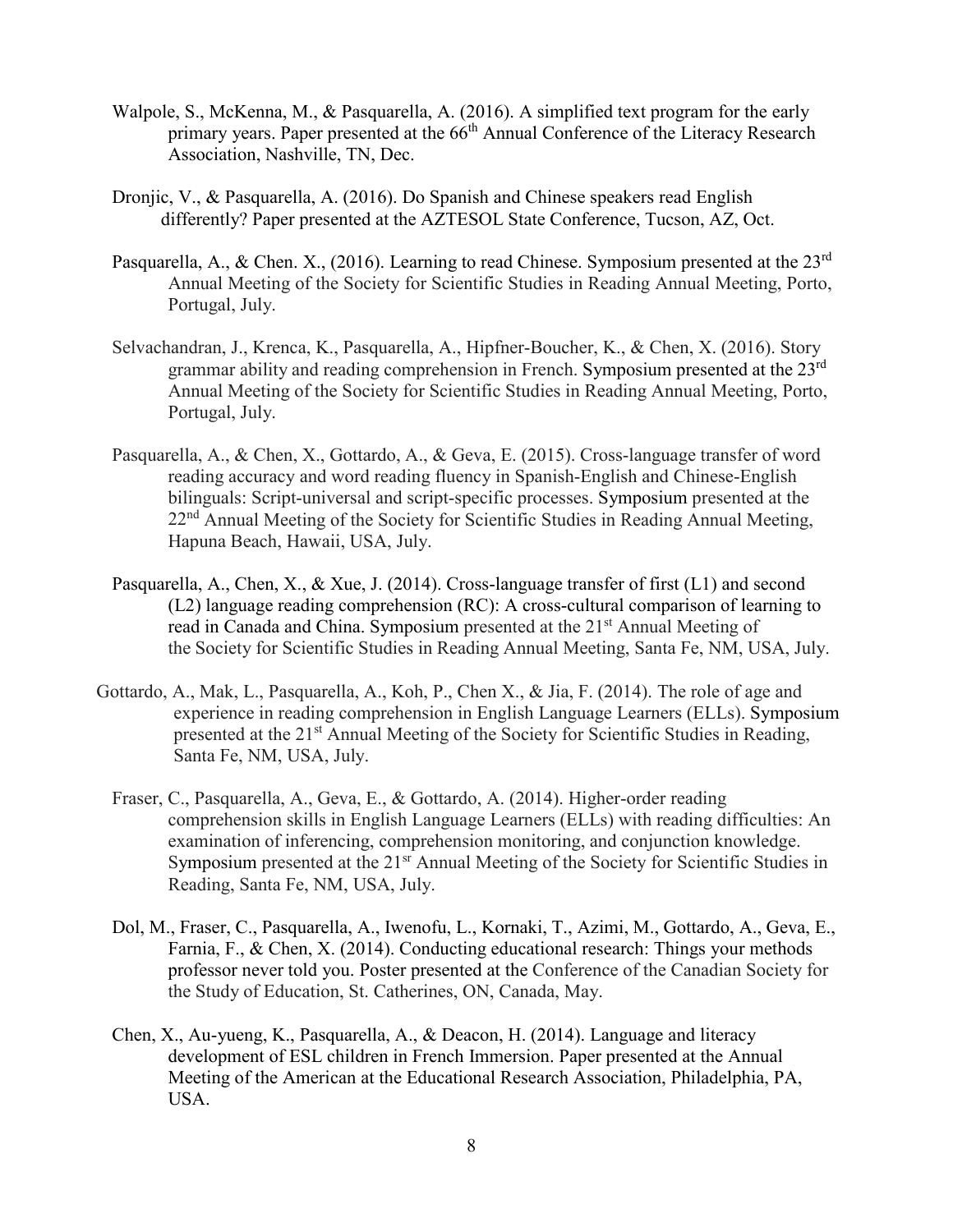Walpole, S., McKenna, M., & Pasquarella, A. (2016). A simplified text program for the early primary years. Paper presented at the 66th Annual Conference of the Literacy Research Association, Nashville, TN, Dec.

Dronjic, V., & Pasquarella, A. (2016). Do Spanish and Chinese speakers read English differently? Paper presented at the AZTESOL State Conference, Tucson, AZ, Oct.

Pasquarella, A., & Chen. X., (2016). Learning to read Chinese. Symposium presented at the 23rd Annual Meeting of the Society for Scientific Studies in Reading Annual Meeting, Porto, Portugal, July.

Selvachandran, J., Krenca, K., Pasquarella, A., Hipfner-Boucher, K., & Chen, X. (2016). Story grammar ability and reading comprehension in French. Symposium presented at the 23rd Annual Meeting of the Society for Scientific Studies in Reading Annual Meeting, Porto, Portugal, July.

Pasquarella, A., & Chen, X., Gottardo, A., & Geva, E. (2015). Cross-language transfer of word reading accuracy and word reading fluency in Spanish-English and Chinese-English bilinguals: Script-universal and script-specific processes. Symposium presented at the 22nd Annual Meeting of the Society for Scientific Studies in Reading Annual Meeting, Hapuna Beach, Hawaii, USA, July.

Pasquarella, A., Chen, X., & Xue, J. (2014). Cross-language transfer of first (L1) and second (L2) language reading comprehension (RC): A cross-cultural comparison of learning to read in Canada and China. Symposium presented at the 21st Annual Meeting of the Society for Scientific Studies in Reading Annual Meeting, Santa Fe, NM, USA, July.

Gottardo, A., Mak, L., Pasquarella, A., Koh, P., Chen X., & Jia, F. (2014). The role of age and experience in reading comprehension in English Language Learners (ELLs). Symposium presented at the 21st Annual Meeting of the Society for Scientific Studies in Reading, Santa Fe, NM, USA, July.

Fraser, C., Pasquarella, A., Geva, E., & Gottardo, A. (2014). Higher-order reading comprehension skills in English Language Learners (ELLs) with reading difficulties: An examination of inferencing, comprehension monitoring, and conjunction knowledge. Symposium presented at the 21sr Annual Meeting of the Society for Scientific Studies in Reading, Santa Fe, NM, USA, July.

Dol, M., Fraser, C., Pasquarella, A., Iwenofu, L., Kornaki, T., Azimi, M., Gottardo, A., Geva, E., Farnia, F., & Chen, X. (2014). Conducting educational research: Things your methods professor never told you. Poster presented at the Conference of the Canadian Society for the Study of Education, St. Catherines, ON, Canada, May.

Chen, X., Au-yueng, K., Pasquarella, A., & Deacon, H. (2014). Language and literacy development of ESL children in French Immersion. Paper presented at the Annual Meeting of the American at the Educational Research Association, Philadelphia, PA, USA.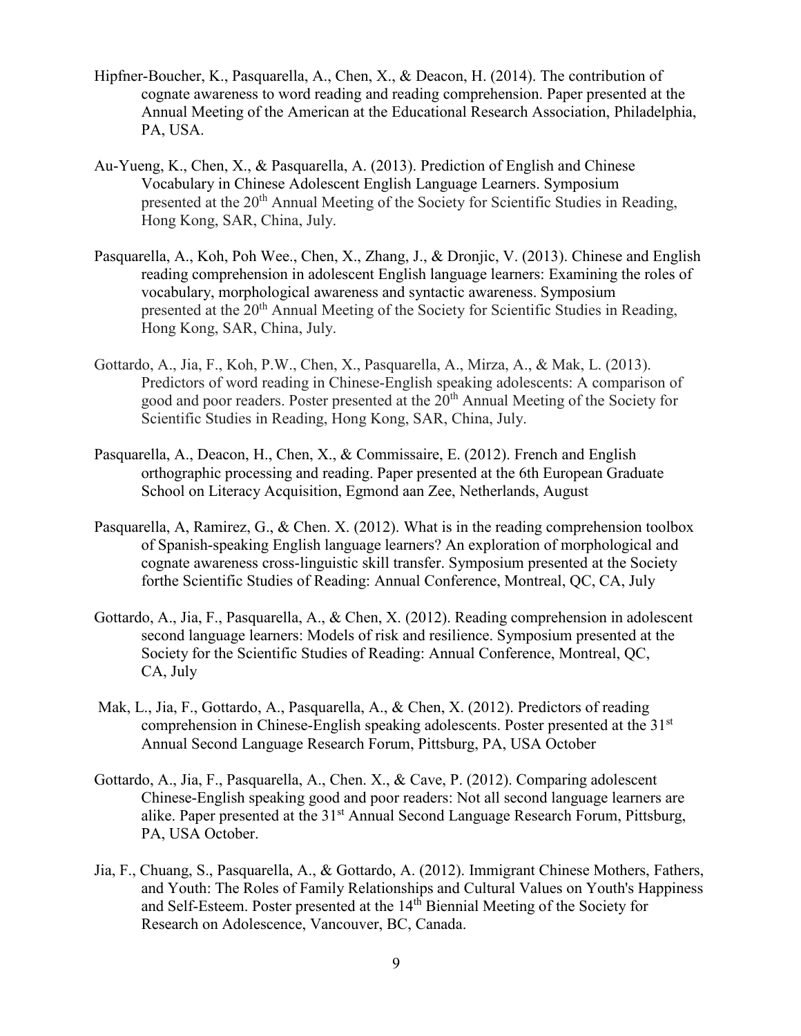Hipfner-Boucher, K., Pasquarella, A., Chen, X., & Deacon, H. (2014). The contribution of cognate awareness to word reading and reading comprehension. Paper presented at the Annual Meeting of the American at the Educational Research Association, Philadelphia, PA, USA.

Au-Yueng, K., Chen, X., & Pasquarella, A. (2013). Prediction of English and Chinese Vocabulary in Chinese Adolescent English Language Learners. Symposium presented at the 20th Annual Meeting of the Society for Scientific Studies in Reading, Hong Kong, SAR, China, July.

Pasquarella, A., Koh, Poh Wee., Chen, X., Zhang, J., & Dronjic, V. (2013). Chinese and English reading comprehension in adolescent English language learners: Examining the roles of vocabulary, morphological awareness and syntactic awareness. Symposium presented at the 20th Annual Meeting of the Society for Scientific Studies in Reading, Hong Kong, SAR, China, July.

Gottardo, A., Jia, F., Koh, P.W., Chen, X., Pasquarella, A., Mirza, A., & Mak, L. (2013). Predictors of word reading in Chinese-English speaking adolescents: A comparison of good and poor readers. Poster presented at the 20th Annual Meeting of the Society for Scientific Studies in Reading, Hong Kong, SAR, China, July.

Pasquarella, A., Deacon, H., Chen, X., & Commissaire, E. (2012). French and English orthographic processing and reading. Paper presented at the 6th European Graduate School on Literacy Acquisition, Egmond aan Zee, Netherlands, August

Pasquarella, A, Ramirez, G., & Chen. X. (2012). What is in the reading comprehension toolbox of Spanish-speaking English language learners? An exploration of morphological and cognate awareness cross-linguistic skill transfer. Symposium presented at the Society forthe Scientific Studies of Reading: Annual Conference, Montreal, QC, CA, July

Gottardo, A., Jia, F., Pasquarella, A., & Chen, X. (2012). Reading comprehension in adolescent second language learners: Models of risk and resilience. Symposium presented at the Society for the Scientific Studies of Reading: Annual Conference, Montreal, QC, CA, July

Mak, L., Jia, F., Gottardo, A., Pasquarella, A., & Chen, X. (2012). Predictors of reading comprehension in Chinese-English speaking adolescents. Poster presented at the 31st Annual Second Language Research Forum, Pittsburg, PA, USA October

Gottardo, A., Jia, F., Pasquarella, A., Chen. X., & Cave, P. (2012). Comparing adolescent Chinese-English speaking good and poor readers: Not all second language learners are alike. Paper presented at the 31st Annual Second Language Research Forum, Pittsburg, PA, USA October.

Jia, F., Chuang, S., Pasquarella, A., & Gottardo, A. (2012). Immigrant Chinese Mothers, Fathers, and Youth: The Roles of Family Relationships and Cultural Values on Youth's Happiness and Self-Esteem. Poster presented at the 14th Biennial Meeting of the Society for Research on Adolescence, Vancouver, BC, Canada.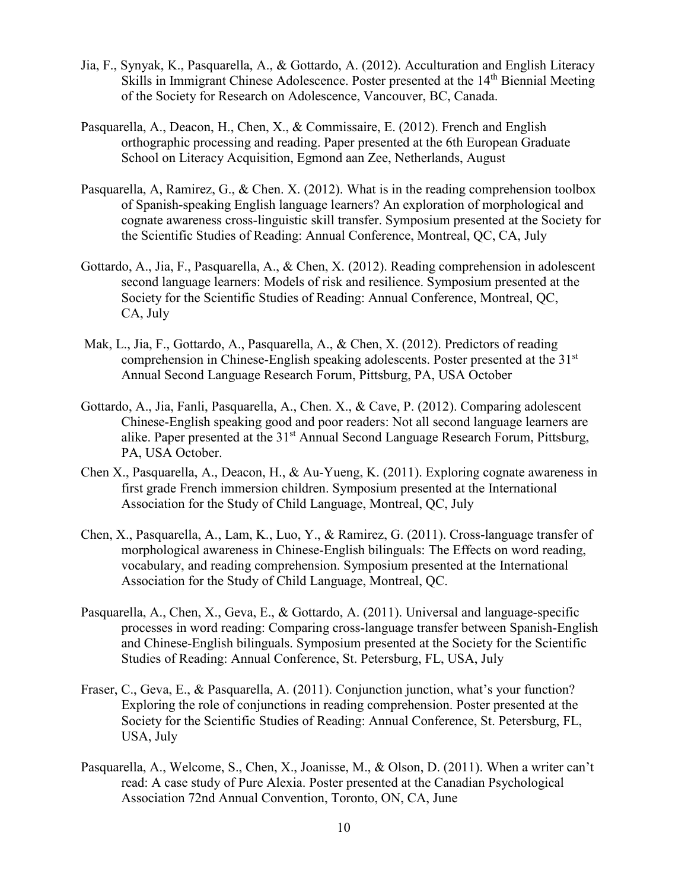Jia, F., Synyak, K., Pasquarella, A., & Gottardo, A. (2012). Acculturation and English Literacy Skills in Immigrant Chinese Adolescence. Poster presented at the 14th Biennial Meeting of the Society for Research on Adolescence, Vancouver, BC, Canada.

Pasquarella, A., Deacon, H., Chen, X., & Commissaire, E. (2012). French and English orthographic processing and reading. Paper presented at the 6th European Graduate School on Literacy Acquisition, Egmond aan Zee, Netherlands, August

Pasquarella, A, Ramirez, G., & Chen. X. (2012). What is in the reading comprehension toolbox of Spanish-speaking English language learners? An exploration of morphological and cognate awareness cross-linguistic skill transfer. Symposium presented at the Society for the Scientific Studies of Reading: Annual Conference, Montreal, QC, CA, July

Gottardo, A., Jia, F., Pasquarella, A., & Chen, X. (2012). Reading comprehension in adolescent second language learners: Models of risk and resilience. Symposium presented at the Society for the Scientific Studies of Reading: Annual Conference, Montreal, QC, CA, July

Mak, L., Jia, F., Gottardo, A., Pasquarella, A., & Chen, X. (2012). Predictors of reading comprehension in Chinese-English speaking adolescents. Poster presented at the 31st Annual Second Language Research Forum, Pittsburg, PA, USA October

Gottardo, A., Jia, Fanli, Pasquarella, A., Chen. X., & Cave, P. (2012). Comparing adolescent Chinese-English speaking good and poor readers: Not all second language learners are alike. Paper presented at the 31st Annual Second Language Research Forum, Pittsburg, PA, USA October.

Chen X., Pasquarella, A., Deacon, H., & Au-Yueng, K. (2011). Exploring cognate awareness in first grade French immersion children. Symposium presented at the International Association for the Study of Child Language, Montreal, QC, July

Chen, X., Pasquarella, A., Lam, K., Luo, Y., & Ramirez, G. (2011). Cross-language transfer of morphological awareness in Chinese-English bilinguals: The Effects on word reading, vocabulary, and reading comprehension. Symposium presented at the International Association for the Study of Child Language, Montreal, QC.

Pasquarella, A., Chen, X., Geva, E., & Gottardo, A. (2011). Universal and language-specific processes in word reading: Comparing cross-language transfer between Spanish-English and Chinese-English bilinguals. Symposium presented at the Society for the Scientific Studies of Reading: Annual Conference, St. Petersburg, FL, USA, July

Fraser, C., Geva, E., & Pasquarella, A. (2011). Conjunction junction, what's your function? Exploring the role of conjunctions in reading comprehension. Poster presented at the Society for the Scientific Studies of Reading: Annual Conference, St. Petersburg, FL, USA, July

Pasquarella, A., Welcome, S., Chen, X., Joanisse, M., & Olson, D. (2011). When a writer can't read: A case study of Pure Alexia. Poster presented at the Canadian Psychological Association 72nd Annual Convention, Toronto, ON, CA, June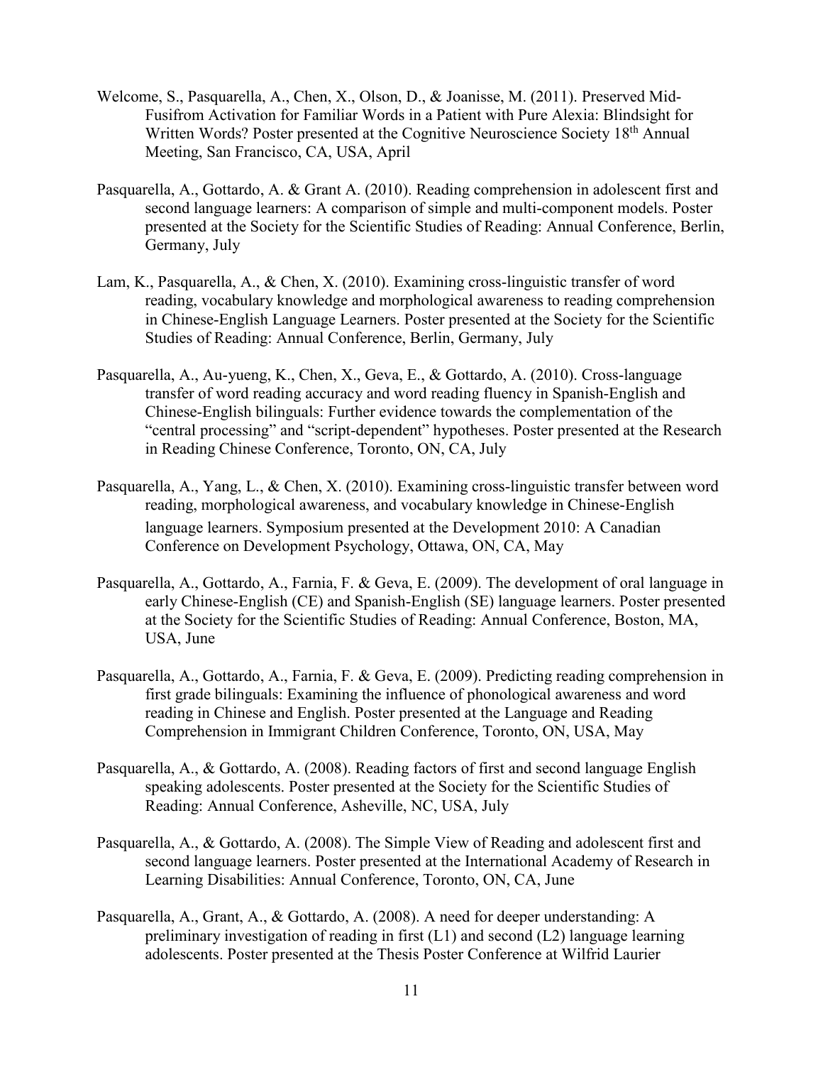Welcome, S., Pasquarella, A., Chen, X., Olson, D., & Joanisse, M. (2011). Preserved Mid-Fusifrom Activation for Familiar Words in a Patient with Pure Alexia: Blindsight for Written Words? Poster presented at the Cognitive Neuroscience Society 18th Annual Meeting, San Francisco, CA, USA, April

Pasquarella, A., Gottardo, A. & Grant A. (2010). Reading comprehension in adolescent first and second language learners: A comparison of simple and multi-component models. Poster presented at the Society for the Scientific Studies of Reading: Annual Conference, Berlin, Germany, July

Lam, K., Pasquarella, A., & Chen, X. (2010). Examining cross-linguistic transfer of word reading, vocabulary knowledge and morphological awareness to reading comprehension in Chinese-English Language Learners. Poster presented at the Society for the Scientific Studies of Reading: Annual Conference, Berlin, Germany, July

Pasquarella, A., Au-yueng, K., Chen, X., Geva, E., & Gottardo, A. (2010). Cross-language transfer of word reading accuracy and word reading fluency in Spanish-English and Chinese-English bilinguals: Further evidence towards the complementation of the "central processing" and "script-dependent" hypotheses. Poster presented at the Research in Reading Chinese Conference, Toronto, ON, CA, July

Pasquarella, A., Yang, L., & Chen, X. (2010). Examining cross-linguistic transfer between word reading, morphological awareness, and vocabulary knowledge in Chinese-English language learners. Symposium presented at the Development 2010: A Canadian Conference on Development Psychology, Ottawa, ON, CA, May

Pasquarella, A., Gottardo, A., Farnia, F. & Geva, E. (2009). The development of oral language in early Chinese-English (CE) and Spanish-English (SE) language learners. Poster presented at the Society for the Scientific Studies of Reading: Annual Conference, Boston, MA, USA, June

Pasquarella, A., Gottardo, A., Farnia, F. & Geva, E. (2009). Predicting reading comprehension in first grade bilinguals: Examining the influence of phonological awareness and word reading in Chinese and English. Poster presented at the Language and Reading Comprehension in Immigrant Children Conference, Toronto, ON, USA, May

Pasquarella, A., & Gottardo, A. (2008). Reading factors of first and second language English speaking adolescents. Poster presented at the Society for the Scientific Studies of Reading: Annual Conference, Asheville, NC, USA, July

Pasquarella, A., & Gottardo, A. (2008). The Simple View of Reading and adolescent first and second language learners. Poster presented at the International Academy of Research in Learning Disabilities: Annual Conference, Toronto, ON, CA, June

Pasquarella, A., Grant, A., & Gottardo, A. (2008). A need for deeper understanding: A preliminary investigation of reading in first (L1) and second (L2) language learning adolescents. Poster presented at the Thesis Poster Conference at Wilfrid Laurier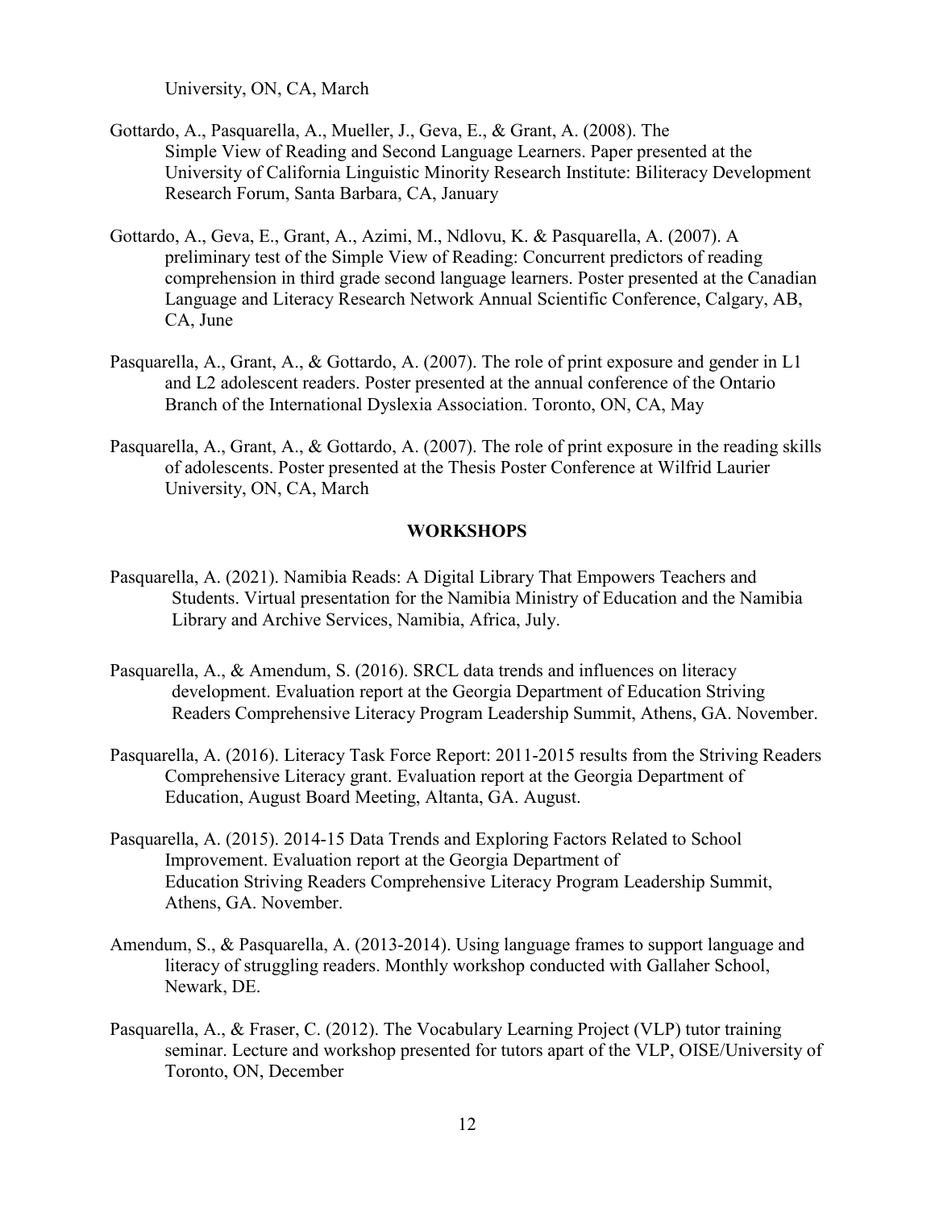University, ON, CA, March

Gottardo, A., Pasquarella, A., Mueller, J., Geva, E., & Grant, A. (2008). The Simple View of Reading and Second Language Learners. Paper presented at the University of California Linguistic Minority Research Institute: Biliteracy Development Research Forum, Santa Barbara, CA, January

Gottardo, A., Geva, E., Grant, A., Azimi, M., Ndlovu, K. & Pasquarella, A. (2007). A preliminary test of the Simple View of Reading: Concurrent predictors of reading comprehension in third grade second language learners. Poster presented at the Canadian Language and Literacy Research Network Annual Scientific Conference, Calgary, AB, CA, June

Pasquarella, A., Grant, A., & Gottardo, A. (2007). The role of print exposure and gender in L1 and L2 adolescent readers. Poster presented at the annual conference of the Ontario Branch of the International Dyslexia Association. Toronto, ON, CA, May

Pasquarella, A., Grant, A., & Gottardo, A. (2007). The role of print exposure in the reading skills of adolescents. Poster presented at the Thesis Poster Conference at Wilfrid Laurier University, ON, CA, March

## WORKSHOPS

Pasquarella, A. (2021). Namibia Reads: A Digital Library That Empowers Teachers and Students. Virtual presentation for the Namibia Ministry of Education and the Namibia Library and Archive Services, Namibia, Africa, July.

Pasquarella, A., & Amendum, S. (2016). SRCL data trends and influences on literacy development. Evaluation report at the Georgia Department of Education Striving Readers Comprehensive Literacy Program Leadership Summit, Athens, GA. November.

Pasquarella, A. (2016). Literacy Task Force Report: 2011-2015 results from the Striving Readers Comprehensive Literacy grant. Evaluation report at the Georgia Department of Education, August Board Meeting, Altanta, GA. August.

Pasquarella, A. (2015). 2014-15 Data Trends and Exploring Factors Related to School Improvement. Evaluation report at the Georgia Department of Education Striving Readers Comprehensive Literacy Program Leadership Summit, Athens, GA. November.

Amendum, S., & Pasquarella, A. (2013-2014). Using language frames to support language and literacy of struggling readers. Monthly workshop conducted with Gallaher School, Newark, DE.

Pasquarella, A., & Fraser, C. (2012). The Vocabulary Learning Project (VLP) tutor training seminar. Lecture and workshop presented for tutors apart of the VLP, OISE/University of Toronto, ON, December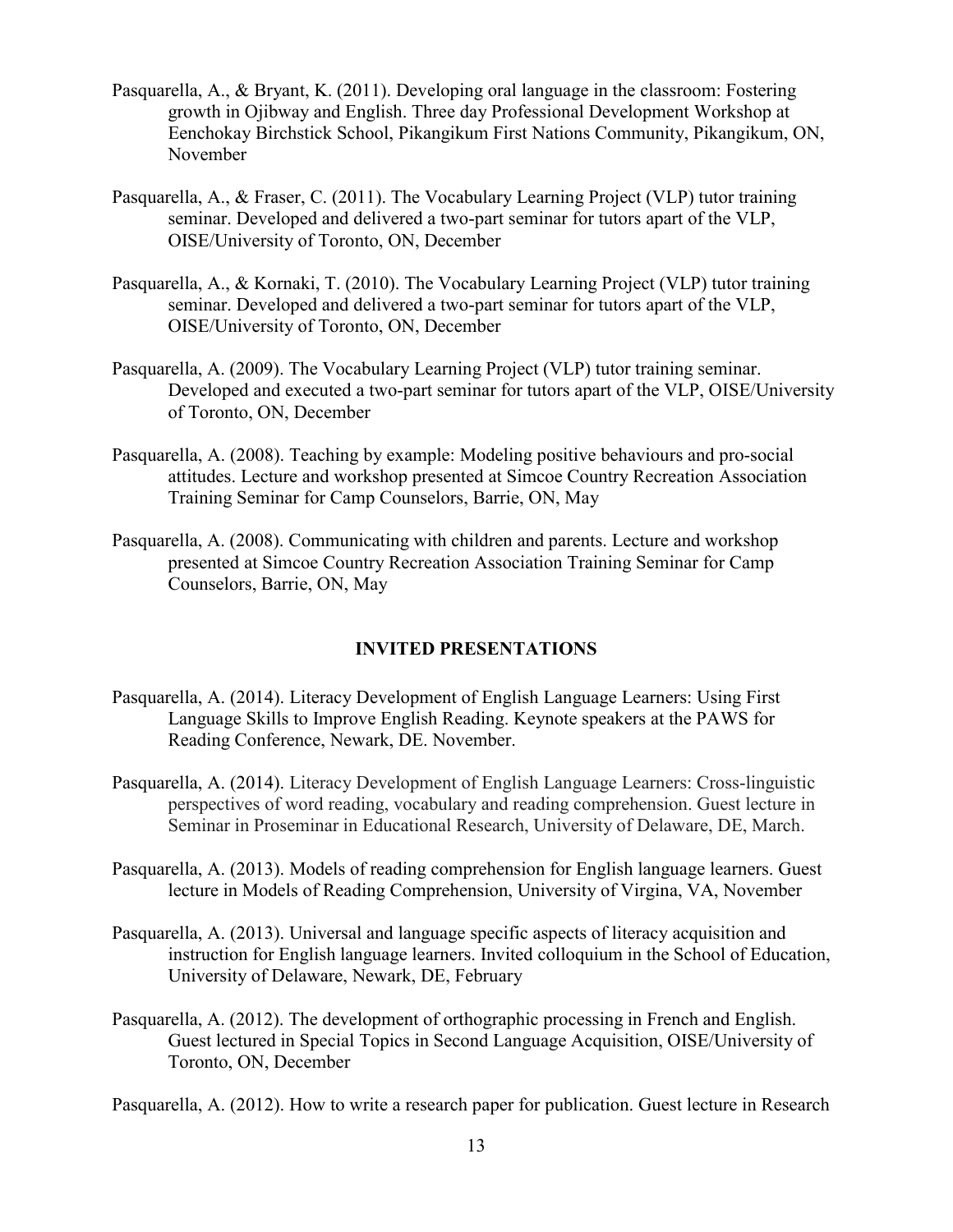Pasquarella, A., & Bryant, K. (2011). Developing oral language in the classroom: Fostering growth in Ojibway and English. Three day Professional Development Workshop at Eenchokay Birchstick School, Pikangikum First Nations Community, Pikangikum, ON, November

Pasquarella, A., & Fraser, C. (2011). The Vocabulary Learning Project (VLP) tutor training seminar. Developed and delivered a two-part seminar for tutors apart of the VLP, OISE/University of Toronto, ON, December

Pasquarella, A., & Kornaki, T. (2010). The Vocabulary Learning Project (VLP) tutor training seminar. Developed and delivered a two-part seminar for tutors apart of the VLP, OISE/University of Toronto, ON, December

Pasquarella, A. (2009). The Vocabulary Learning Project (VLP) tutor training seminar. Developed and executed a two-part seminar for tutors apart of the VLP, OISE/University of Toronto, ON, December

Pasquarella, A. (2008). Teaching by example: Modeling positive behaviours and pro-social attitudes. Lecture and workshop presented at Simcoe Country Recreation Association Training Seminar for Camp Counselors, Barrie, ON, May

Pasquarella, A. (2008). Communicating with children and parents. Lecture and workshop presented at Simcoe Country Recreation Association Training Seminar for Camp Counselors, Barrie, ON, May

## INVITED PRESENTATIONS

Pasquarella, A. (2014). Literacy Development of English Language Learners: Using First Language Skills to Improve English Reading. Keynote speakers at the PAWS for Reading Conference, Newark, DE. November.

Pasquarella, A. (2014). Literacy Development of English Language Learners: Cross-linguistic perspectives of word reading, vocabulary and reading comprehension. Guest lecture in Seminar in Proseminar in Educational Research, University of Delaware, DE, March.

Pasquarella, A. (2013). Models of reading comprehension for English language learners. Guest lecture in Models of Reading Comprehension, University of Virgina, VA, November

Pasquarella, A. (2013). Universal and language specific aspects of literacy acquisition and instruction for English language learners. Invited colloquium in the School of Education, University of Delaware, Newark, DE, February

Pasquarella, A. (2012). The development of orthographic processing in French and English. Guest lectured in Special Topics in Second Language Acquisition, OISE/University of Toronto, ON, December

Pasquarella, A. (2012). How to write a research paper for publication. Guest lecture in Research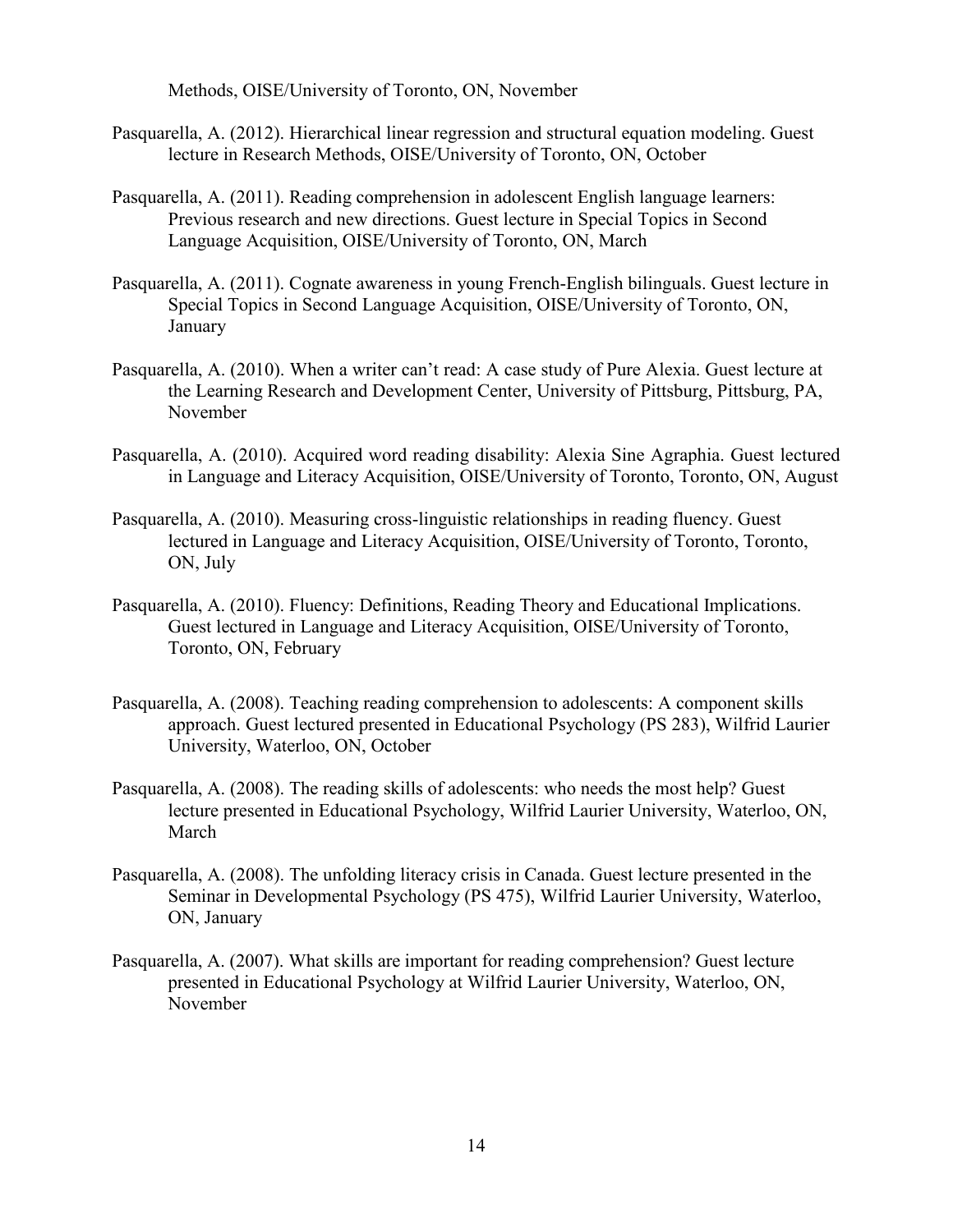Methods, OISE/University of Toronto, ON, November

Pasquarella, A. (2012). Hierarchical linear regression and structural equation modeling. Guest lecture in Research Methods, OISE/University of Toronto, ON, October

Pasquarella, A. (2011). Reading comprehension in adolescent English language learners: Previous research and new directions. Guest lecture in Special Topics in Second Language Acquisition, OISE/University of Toronto, ON, March

Pasquarella, A. (2011). Cognate awareness in young French-English bilinguals. Guest lecture in Special Topics in Second Language Acquisition, OISE/University of Toronto, ON, January

Pasquarella, A. (2010). When a writer can't read: A case study of Pure Alexia. Guest lecture at the Learning Research and Development Center, University of Pittsburg, Pittsburg, PA, November

Pasquarella, A. (2010). Acquired word reading disability: Alexia Sine Agraphia. Guest lectured in Language and Literacy Acquisition, OISE/University of Toronto, Toronto, ON, August

Pasquarella, A. (2010). Measuring cross-linguistic relationships in reading fluency. Guest lectured in Language and Literacy Acquisition, OISE/University of Toronto, Toronto, ON, July

Pasquarella, A. (2010). Fluency: Definitions, Reading Theory and Educational Implications. Guest lectured in Language and Literacy Acquisition, OISE/University of Toronto, Toronto, ON, February

Pasquarella, A. (2008). Teaching reading comprehension to adolescents: A component skills approach. Guest lectured presented in Educational Psychology (PS 283), Wilfrid Laurier University, Waterloo, ON, October

Pasquarella, A. (2008). The reading skills of adolescents: who needs the most help? Guest lecture presented in Educational Psychology, Wilfrid Laurier University, Waterloo, ON, March

Pasquarella, A. (2008). The unfolding literacy crisis in Canada. Guest lecture presented in the Seminar in Developmental Psychology (PS 475), Wilfrid Laurier University, Waterloo, ON, January

Pasquarella, A. (2007). What skills are important for reading comprehension? Guest lecture presented in Educational Psychology at Wilfrid Laurier University, Waterloo, ON, November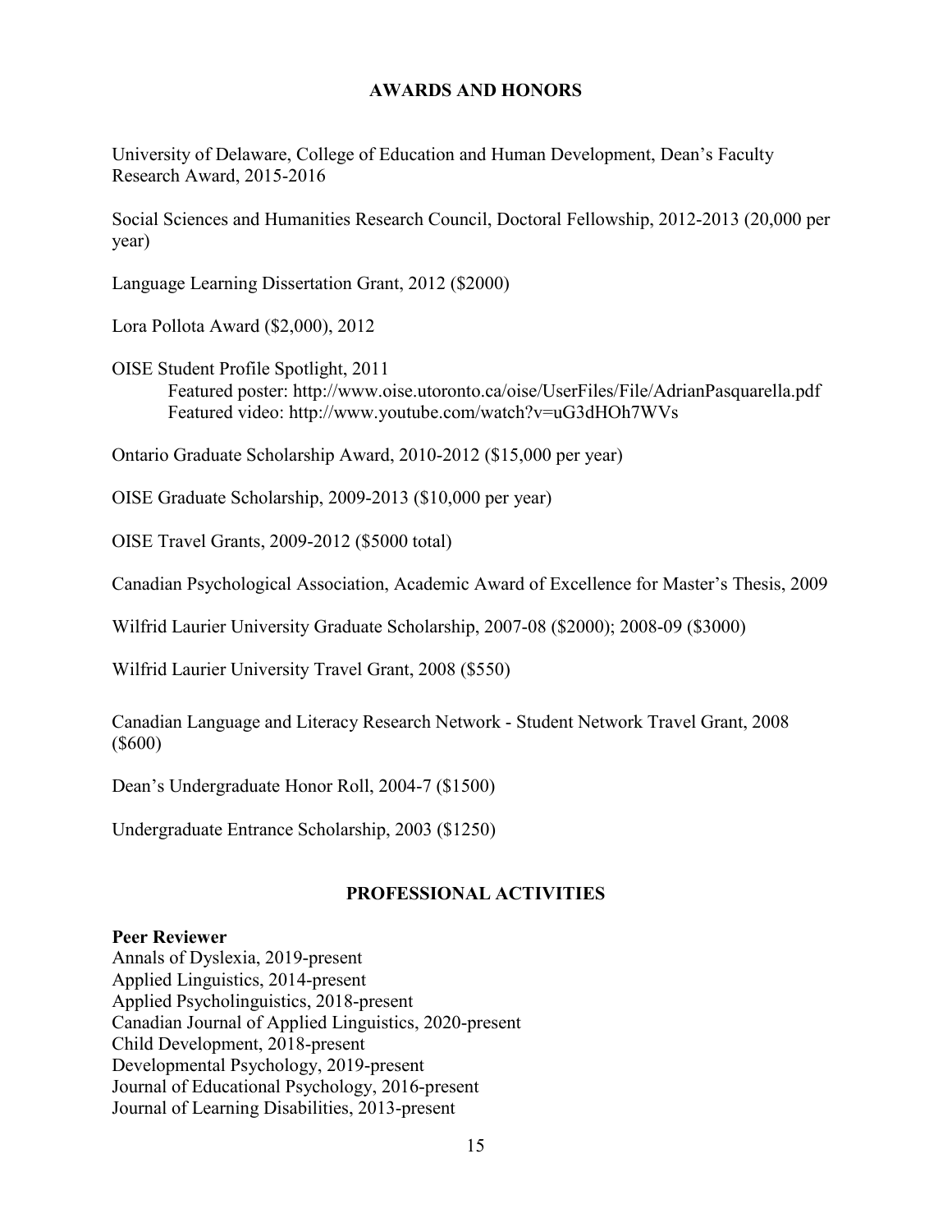## AWARDS AND HONORS

University of Delaware, College of Education and Human Development, Dean's Faculty Research Award, 2015-2016

Social Sciences and Humanities Research Council, Doctoral Fellowship, 2012-2013 (20,000 per year)

Language Learning Dissertation Grant, 2012 ($2000)

Lora Pollota Award ($2,000), 2012

OISE Student Profile Spotlight, 2011
    Featured poster: http://www.oise.utoronto.ca/oise/UserFiles/File/AdrianPasquarella.pdf
    Featured video: http://www.youtube.com/watch?v=uG3dHOh7WVs

Ontario Graduate Scholarship Award, 2010-2012 ($15,000 per year)

OISE Graduate Scholarship, 2009-2013 ($10,000 per year)

OISE Travel Grants, 2009-2012 ($5000 total)

Canadian Psychological Association, Academic Award of Excellence for Master's Thesis, 2009

Wilfrid Laurier University Graduate Scholarship, 2007-08 ($2000); 2008-09 ($3000)

Wilfrid Laurier University Travel Grant, 2008 ($550)

Canadian Language and Literacy Research Network - Student Network Travel Grant, 2008 ($600)

Dean's Undergraduate Honor Roll, 2004-7 ($1500)

Undergraduate Entrance Scholarship, 2003 ($1250)

## PROFESSIONAL ACTIVITIES

**Peer Reviewer**

Annals of Dyslexia, 2019-present
Applied Linguistics, 2014-present
Applied Psycholinguistics, 2018-present
Canadian Journal of Applied Linguistics, 2020-present
Child Development, 2018-present
Developmental Psychology, 2019-present
Journal of Educational Psychology, 2016-present
Journal of Learning Disabilities, 2013-present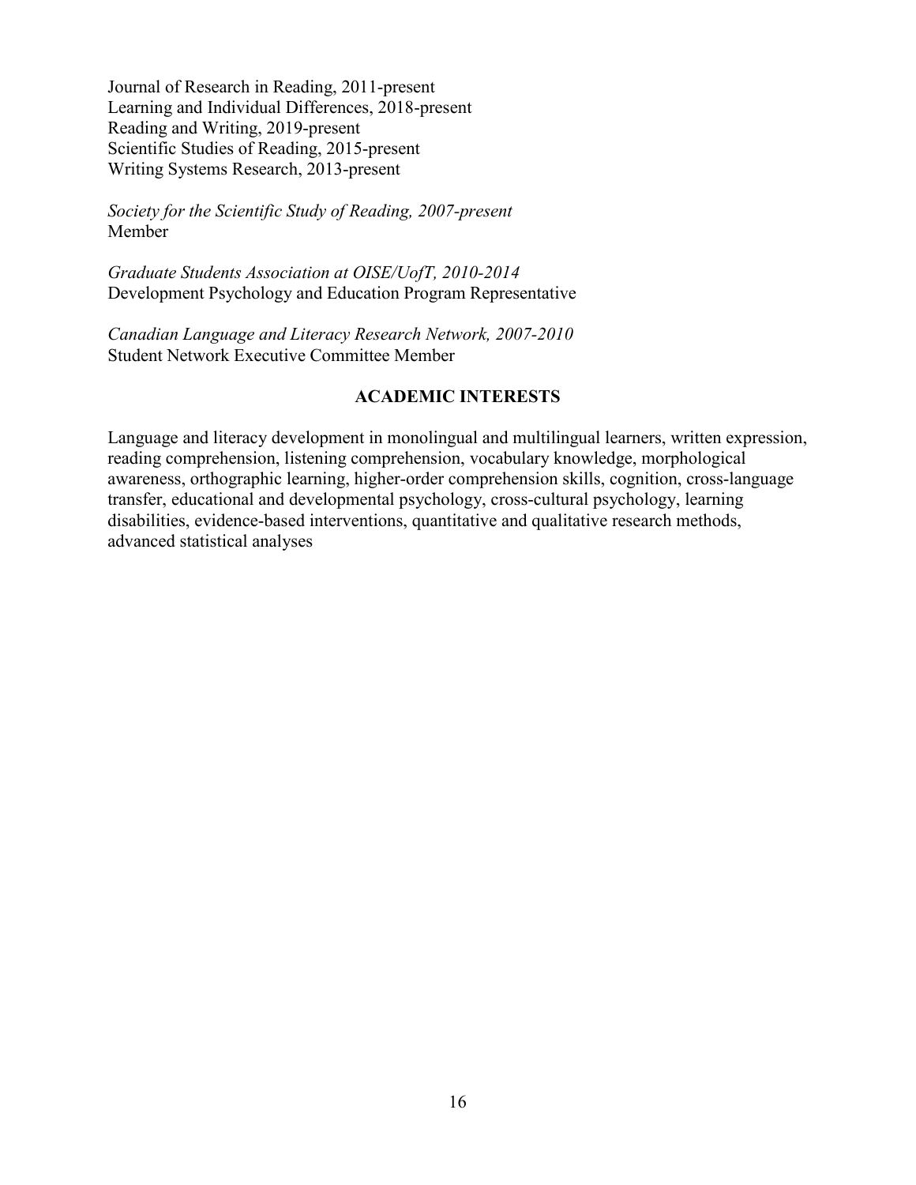Journal of Research in Reading, 2011-present
Learning and Individual Differences, 2018-present
Reading and Writing, 2019-present
Scientific Studies of Reading, 2015-present
Writing Systems Research, 2013-present

*Society for the Scientific Study of Reading, 2007-present*
Member

*Graduate Students Association at OISE/UofT, 2010-2014*
Development Psychology and Education Program Representative

*Canadian Language and Literacy Research Network, 2007-2010*
Student Network Executive Committee Member

## ACADEMIC INTERESTS

Language and literacy development in monolingual and multilingual learners, written expression, reading comprehension, listening comprehension, vocabulary knowledge, morphological awareness, orthographic learning, higher-order comprehension skills, cognition, cross-language transfer, educational and developmental psychology, cross-cultural psychology, learning disabilities, evidence-based interventions, quantitative and qualitative research methods, advanced statistical analyses